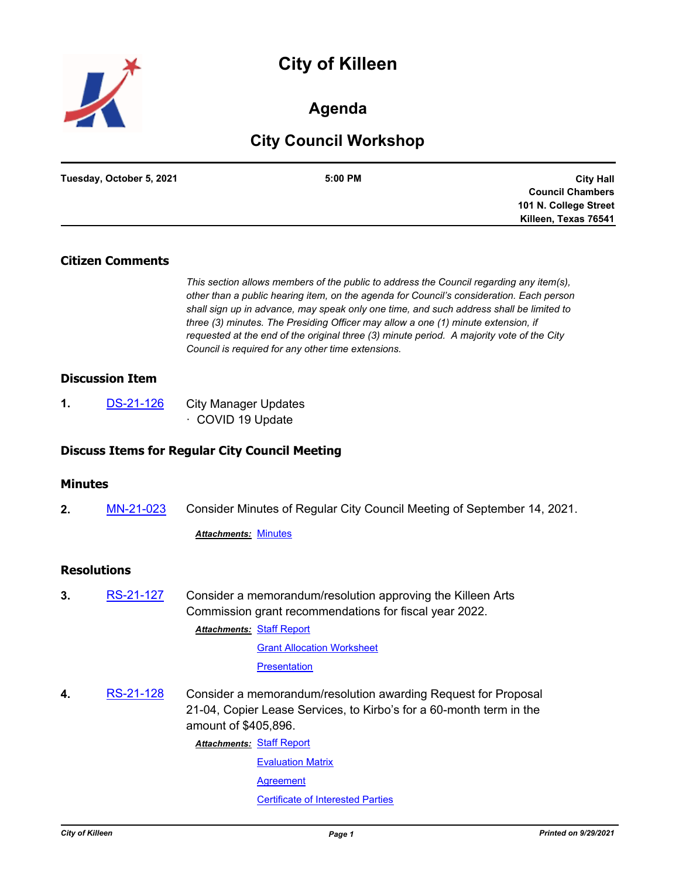# City of Killeen

## Agenda

## City Council Workshop

| **Tuesday, October 5, 2021** | **5:00 PM** | **City Hall Council Chambers 101 N. College Street Killeen, Texas 76541** |
| --- | --- | --- |

### Citizen Comments

*This section allows members of the public to address the Council regarding any item(s), other than a public hearing item, on the agenda for Council's consideration. Each person shall sign up in advance, may speak only one time, and such address shall be limited to three (3) minutes. The Presiding Officer may allow a one (1) minute extension, if requested at the end of the original three (3) minute period. A majority vote of the City Council is required for any other time extensions.*

### Discussion Item

**1.** DS-21-126 City Manager Updates
- COVID 19 Update

### Discuss Items for Regular City Council Meeting

### Minutes

**2.** MN-21-023 Consider Minutes of Regular City Council Meeting of September 14, 2021.

***Attachments:*** Minutes

### Resolutions

**3.** RS-21-127 Consider a memorandum/resolution approving the Killeen Arts Commission grant recommendations for fiscal year 2022.

***Attachments:*** Staff Report
Grant Allocation Worksheet
Presentation

**4.** RS-21-128 Consider a memorandum/resolution awarding Request for Proposal 21-04, Copier Lease Services, to Kirbo's for a 60-month term in the amount of $405,896.

***Attachments:*** Staff Report
Evaluation Matrix
Agreement
Certificate of Interested Parties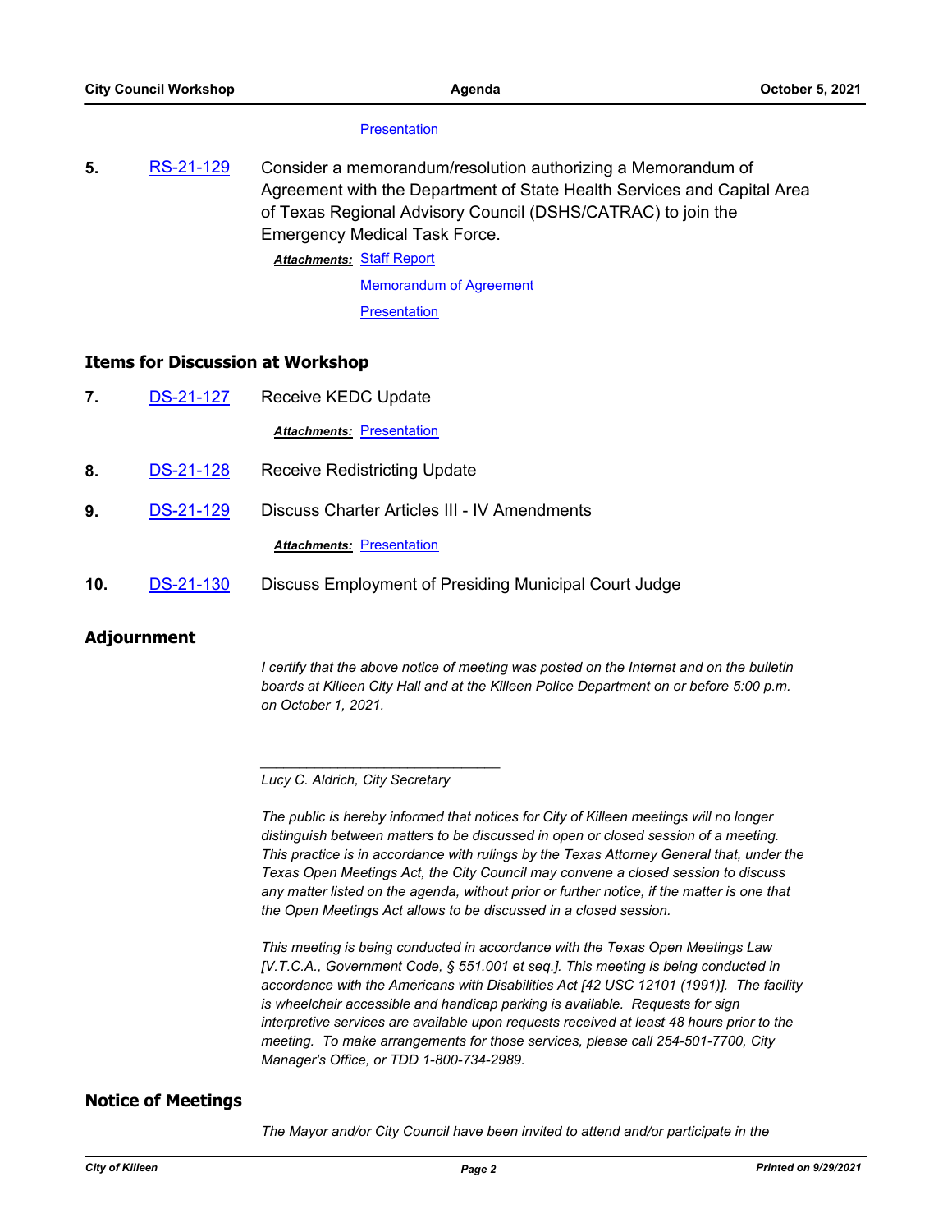Presentation

5. RS-21-129 Consider a memorandum/resolution authorizing a Memorandum of Agreement with the Department of State Health Services and Capital Area of Texas Regional Advisory Council (DSHS/CATRAC) to join the Emergency Medical Task Force.

***Attachments:*** Staff Report
Memorandum of Agreement
Presentation

## Items for Discussion at Workshop

7. DS-21-127 Receive KEDC Update

***Attachments:*** Presentation

8. DS-21-128 Receive Redistricting Update

9. DS-21-129 Discuss Charter Articles III - IV Amendments

***Attachments:*** Presentation

10. DS-21-130 Discuss Employment of Presiding Municipal Court Judge

## Adjournment

*I certify that the above notice of meeting was posted on the Internet and on the bulletin boards at Killeen City Hall and at the Killeen Police Department on or before 5:00 p.m. on October 1, 2021.*

_______________________________

*Lucy C. Aldrich, City Secretary*

*The public is hereby informed that notices for City of Killeen meetings will no longer distinguish between matters to be discussed in open or closed session of a meeting. This practice is in accordance with rulings by the Texas Attorney General that, under the Texas Open Meetings Act, the City Council may convene a closed session to discuss any matter listed on the agenda, without prior or further notice, if the matter is one that the Open Meetings Act allows to be discussed in a closed session.*

*This meeting is being conducted in accordance with the Texas Open Meetings Law [V.T.C.A., Government Code, § 551.001 et seq.]. This meeting is being conducted in accordance with the Americans with Disabilities Act [42 USC 12101 (1991)]. The facility is wheelchair accessible and handicap parking is available. Requests for sign interpretive services are available upon requests received at least 48 hours prior to the meeting. To make arrangements for those services, please call 254-501-7700, City Manager's Office, or TDD 1-800-734-2989.*

## Notice of Meetings

*The Mayor and/or City Council have been invited to attend and/or participate in the*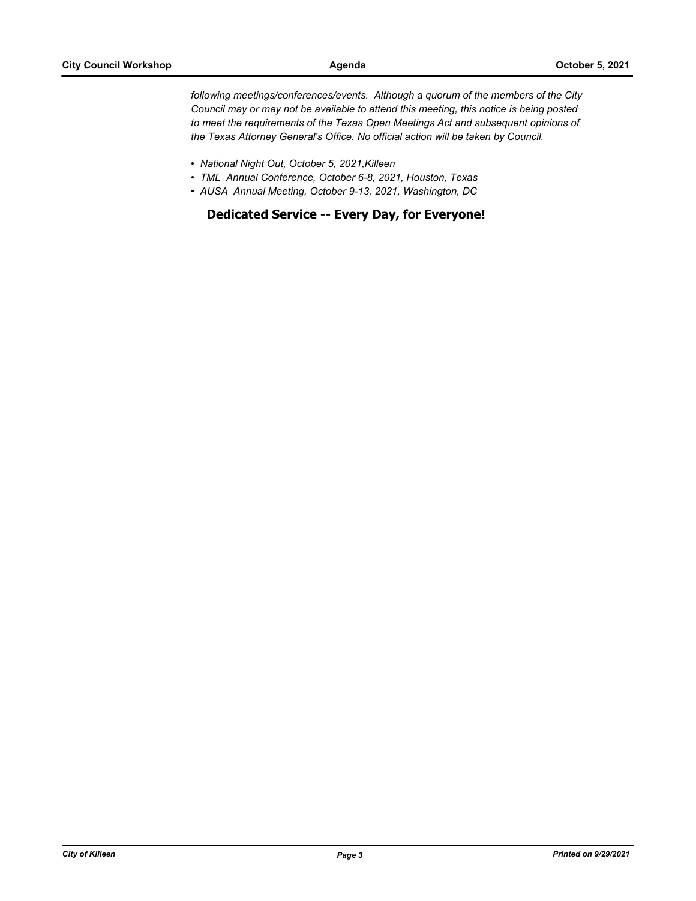*following meetings/conferences/events. Although a quorum of the members of the City Council may or may not be available to attend this meeting, this notice is being posted to meet the requirements of the Texas Open Meetings Act and subsequent opinions of the Texas Attorney General's Office. No official action will be taken by Council.*

- *National Night Out, October 5, 2021,Killeen*
- *TML Annual Conference, October 6-8, 2021, Houston, Texas*
- *AUSA Annual Meeting, October 9-13, 2021, Washington, DC*

**Dedicated Service -- Every Day, for Everyone!**